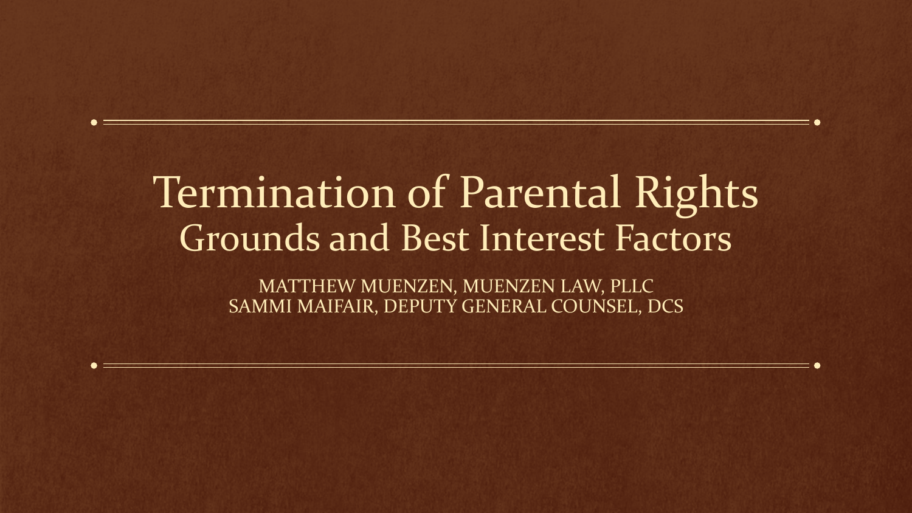# Termination of Parental Rights
## Grounds and Best Interest Factors

MATTHEW MUENZEN, MUENZEN LAW, PLLC
SAMMI MAIFAIR, DEPUTY GENERAL COUNSEL, DCS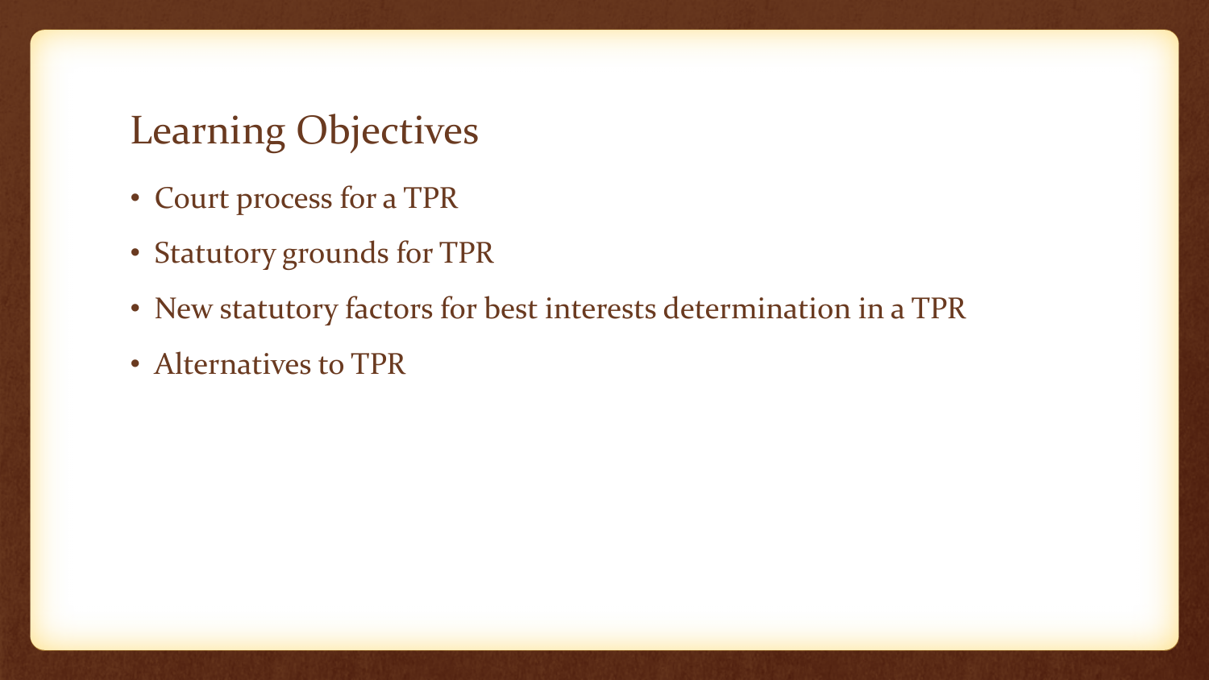## Learning Objectives

- Court process for a TPR
- Statutory grounds for TPR
- New statutory factors for best interests determination in a TPR
- Alternatives to TPR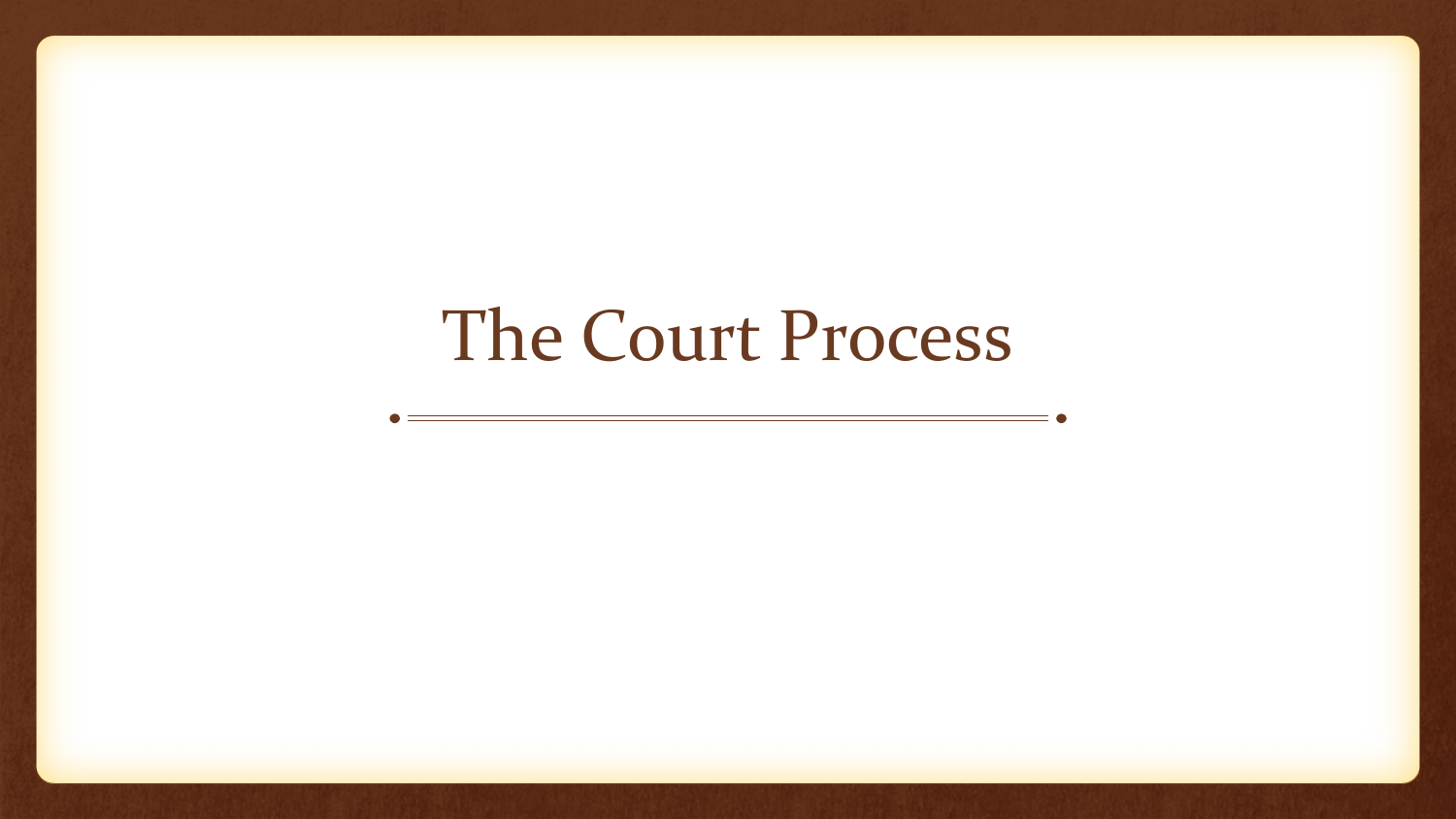# The Court Process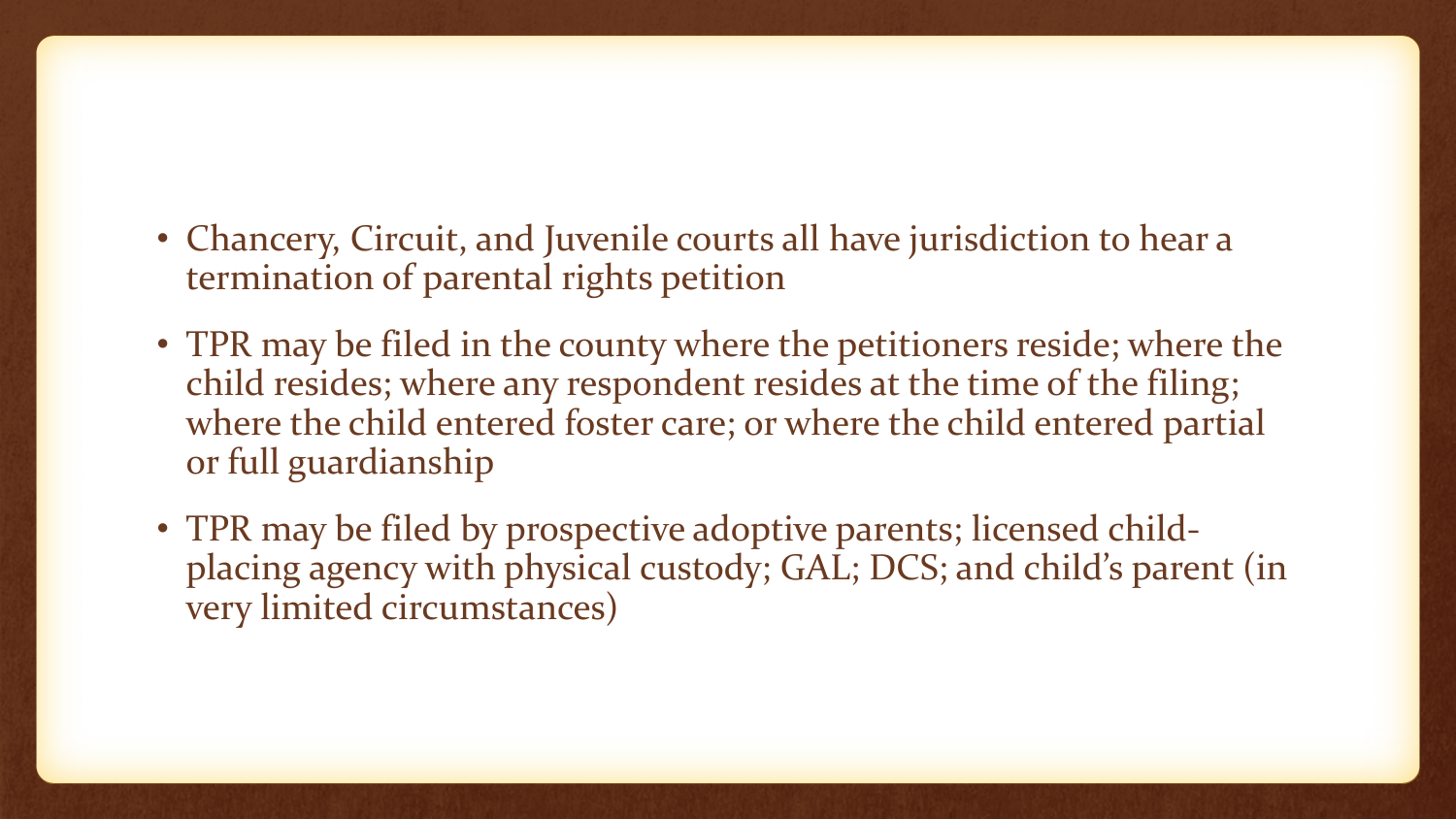- Chancery, Circuit, and Juvenile courts all have jurisdiction to hear a termination of parental rights petition
- TPR may be filed in the county where the petitioners reside; where the child resides; where any respondent resides at the time of the filing; where the child entered foster care; or where the child entered partial or full guardianship
- TPR may be filed by prospective adoptive parents; licensed child-placing agency with physical custody; GAL; DCS; and child's parent (in very limited circumstances)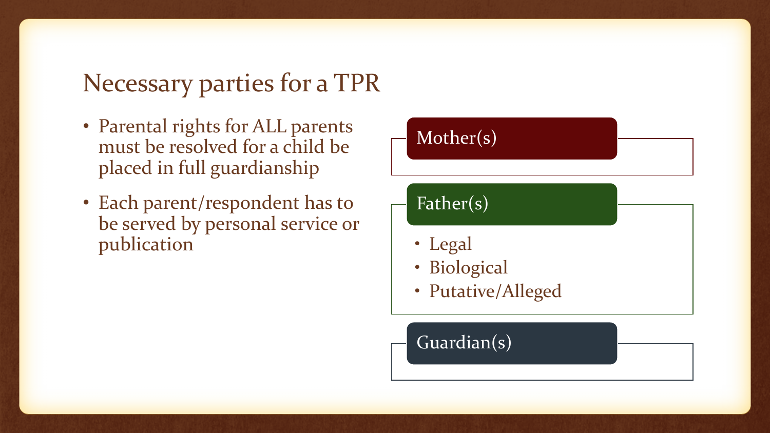# Necessary parties for a TPR

- Parental rights for ALL parents must be resolved for a child be placed in full guardianship
- Each parent/respondent has to be served by personal service or publication

**Mother(s)**

**Father(s)**

- Legal
- Biological
- Putative/Alleged

**Guardian(s)**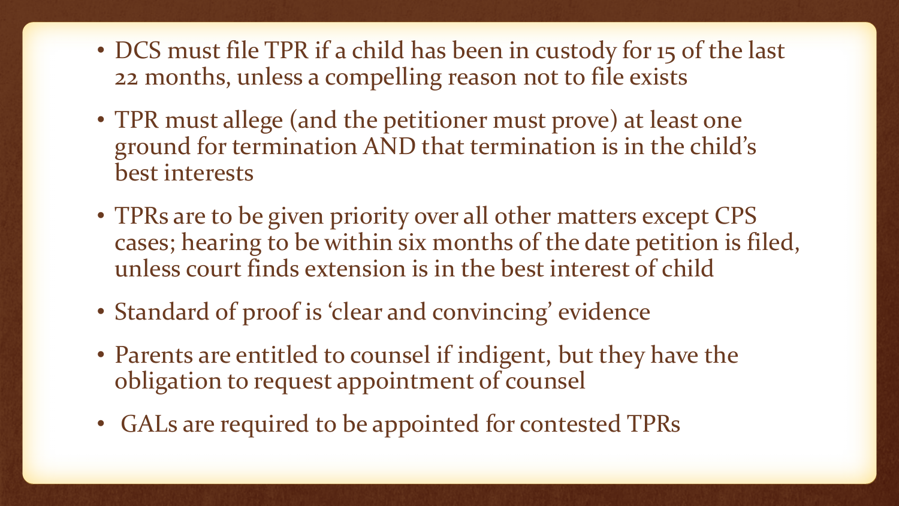- DCS must file TPR if a child has been in custody for 15 of the last 22 months, unless a compelling reason not to file exists
- TPR must allege (and the petitioner must prove) at least one ground for termination AND that termination is in the child's best interests
- TPRs are to be given priority over all other matters except CPS cases; hearing to be within six months of the date petition is filed, unless court finds extension is in the best interest of child
- Standard of proof is 'clear and convincing' evidence
- Parents are entitled to counsel if indigent, but they have the obligation to request appointment of counsel
- GALs are required to be appointed for contested TPRs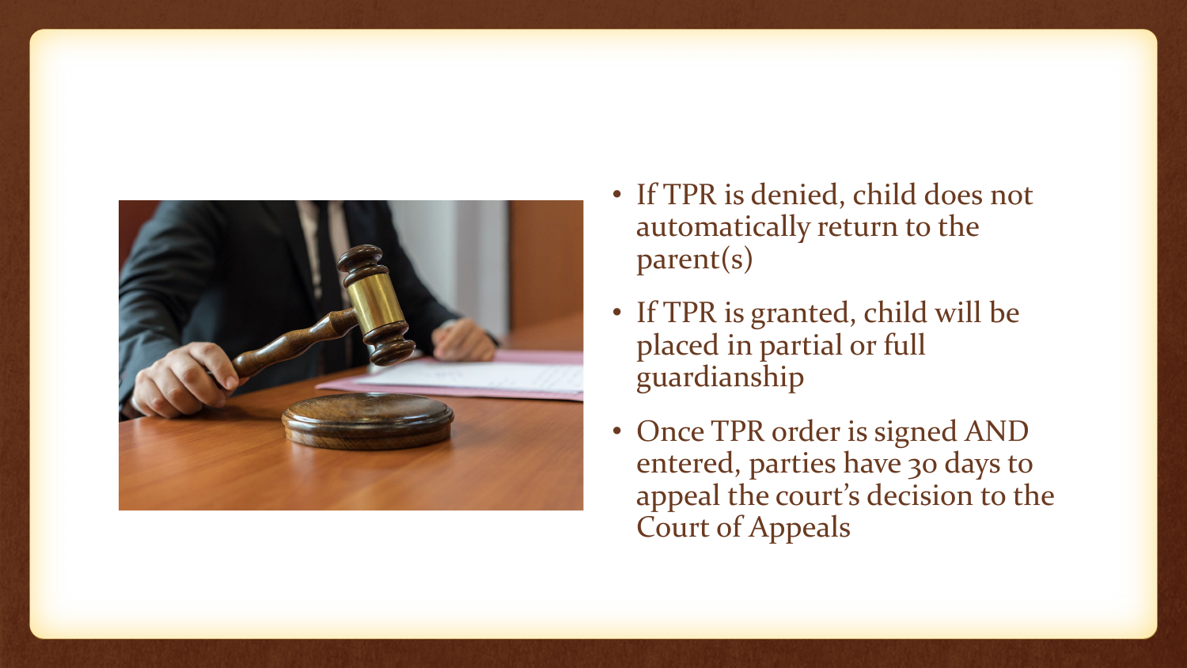- If TPR is denied, child does not automatically return to the parent(s)
- If TPR is granted, child will be placed in partial or full guardianship
- Once TPR order is signed AND entered, parties have 30 days to appeal the court's decision to the Court of Appeals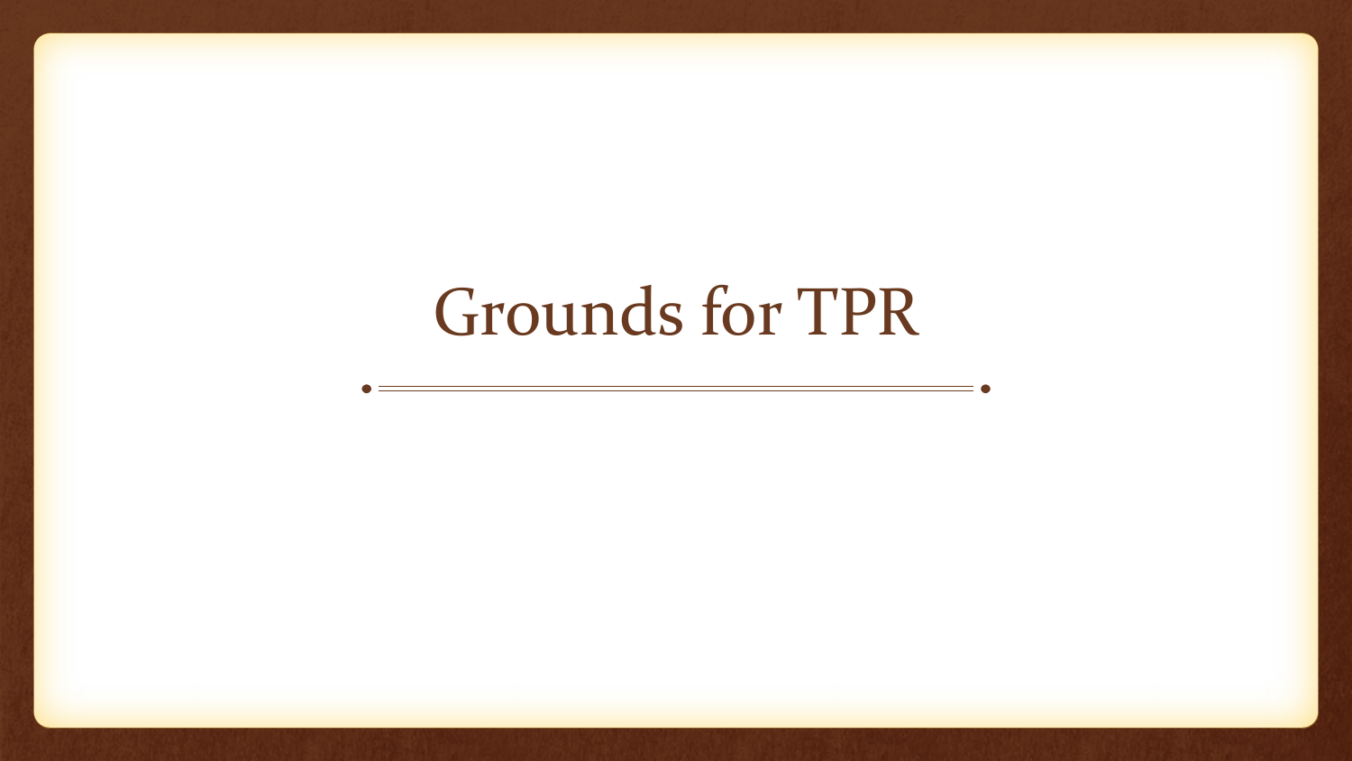# Grounds for TPR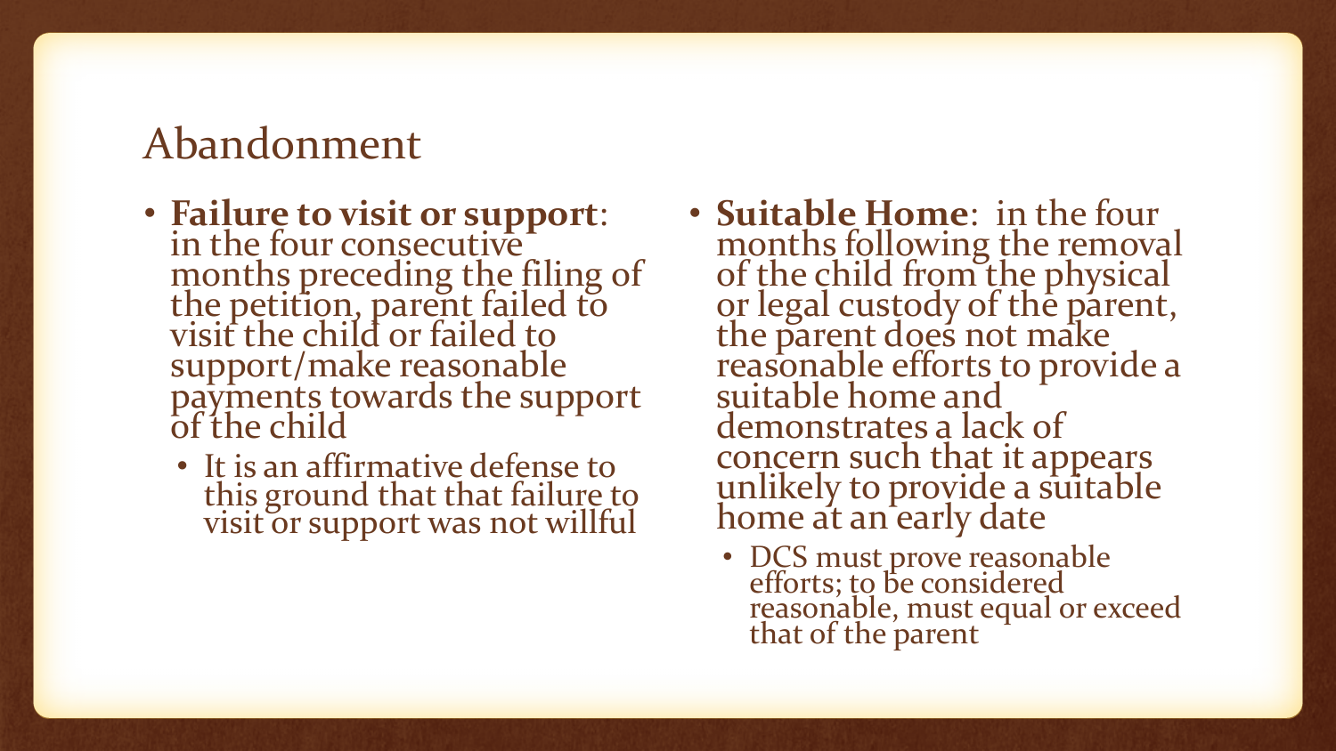# Abandonment

- **Failure to visit or support**: in the four consecutive months preceding the filing of the petition, parent failed to visit the child or failed to support/make reasonable payments towards the support of the child
  - It is an affirmative defense to this ground that that failure to visit or support was not willful
- **Suitable Home**: in the four months following the removal of the child from the physical or legal custody of the parent, the parent does not make reasonable efforts to provide a suitable home and demonstrates a lack of concern such that it appears unlikely to provide a suitable home at an early date
  - DCS must prove reasonable efforts; to be considered reasonable, must equal or exceed that of the parent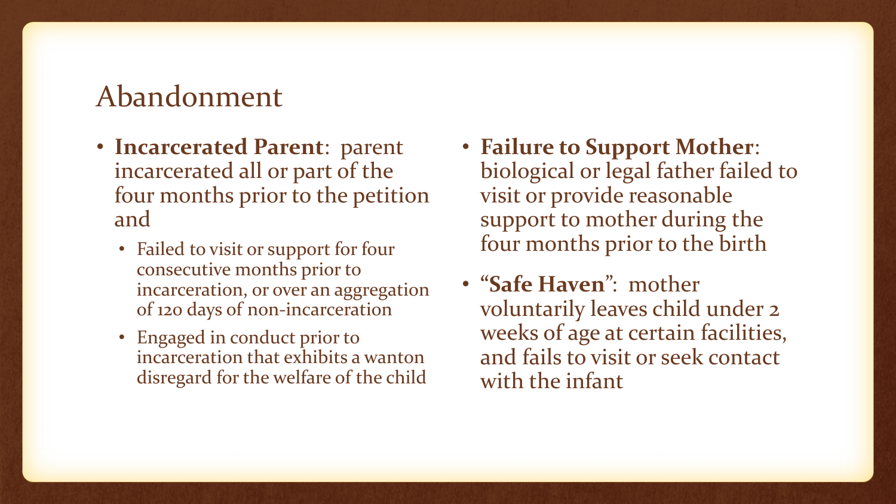# Abandonment

- **Incarcerated Parent**: parent incarcerated all or part of the four months prior to the petition and
  - Failed to visit or support for four consecutive months prior to incarceration, or over an aggregation of 120 days of non-incarceration
  - Engaged in conduct prior to incarceration that exhibits a wanton disregard for the welfare of the child
- **Failure to Support Mother**: biological or legal father failed to visit or provide reasonable support to mother during the four months prior to the birth
- "**Safe Haven**": mother voluntarily leaves child under 2 weeks of age at certain facilities, and fails to visit or seek contact with the infant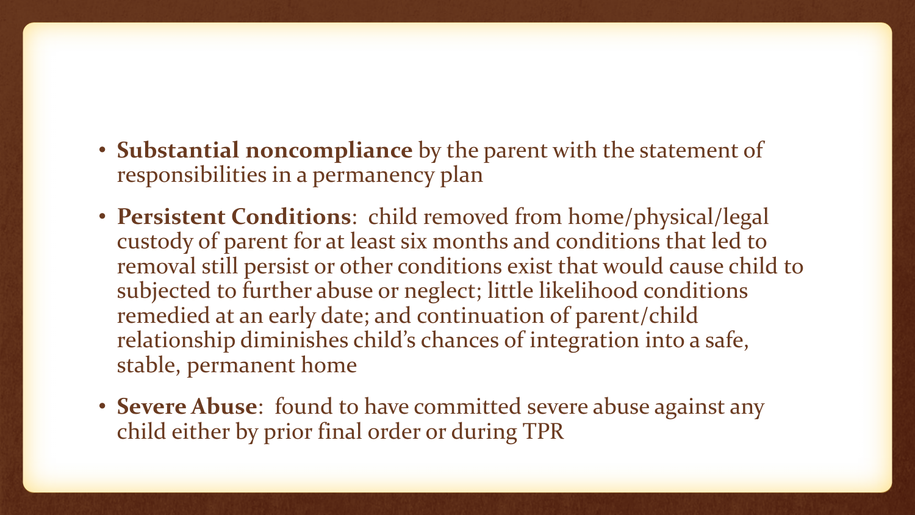- **Substantial noncompliance** by the parent with the statement of responsibilities in a permanency plan
- **Persistent Conditions**: child removed from home/physical/legal custody of parent for at least six months and conditions that led to removal still persist or other conditions exist that would cause child to subjected to further abuse or neglect; little likelihood conditions remedied at an early date; and continuation of parent/child relationship diminishes child's chances of integration into a safe, stable, permanent home
- **Severe Abuse**: found to have committed severe abuse against any child either by prior final order or during TPR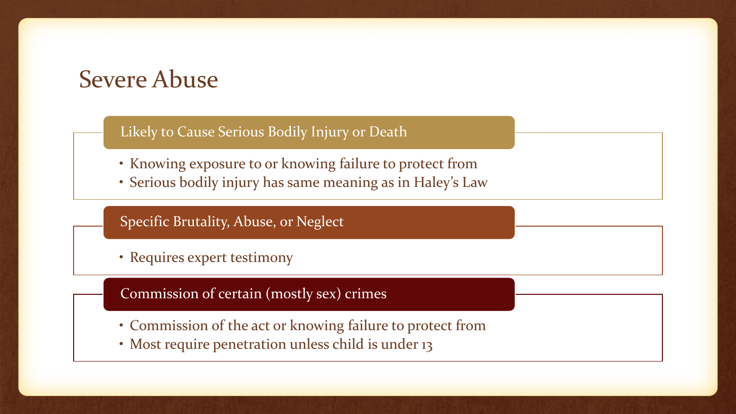# Severe Abuse

### Likely to Cause Serious Bodily Injury or Death

- Knowing exposure to or knowing failure to protect from
- Serious bodily injury has same meaning as in Haley's Law

### Specific Brutality, Abuse, or Neglect

- Requires expert testimony

### Commission of certain (mostly sex) crimes

- Commission of the act or knowing failure to protect from
- Most require penetration unless child is under 13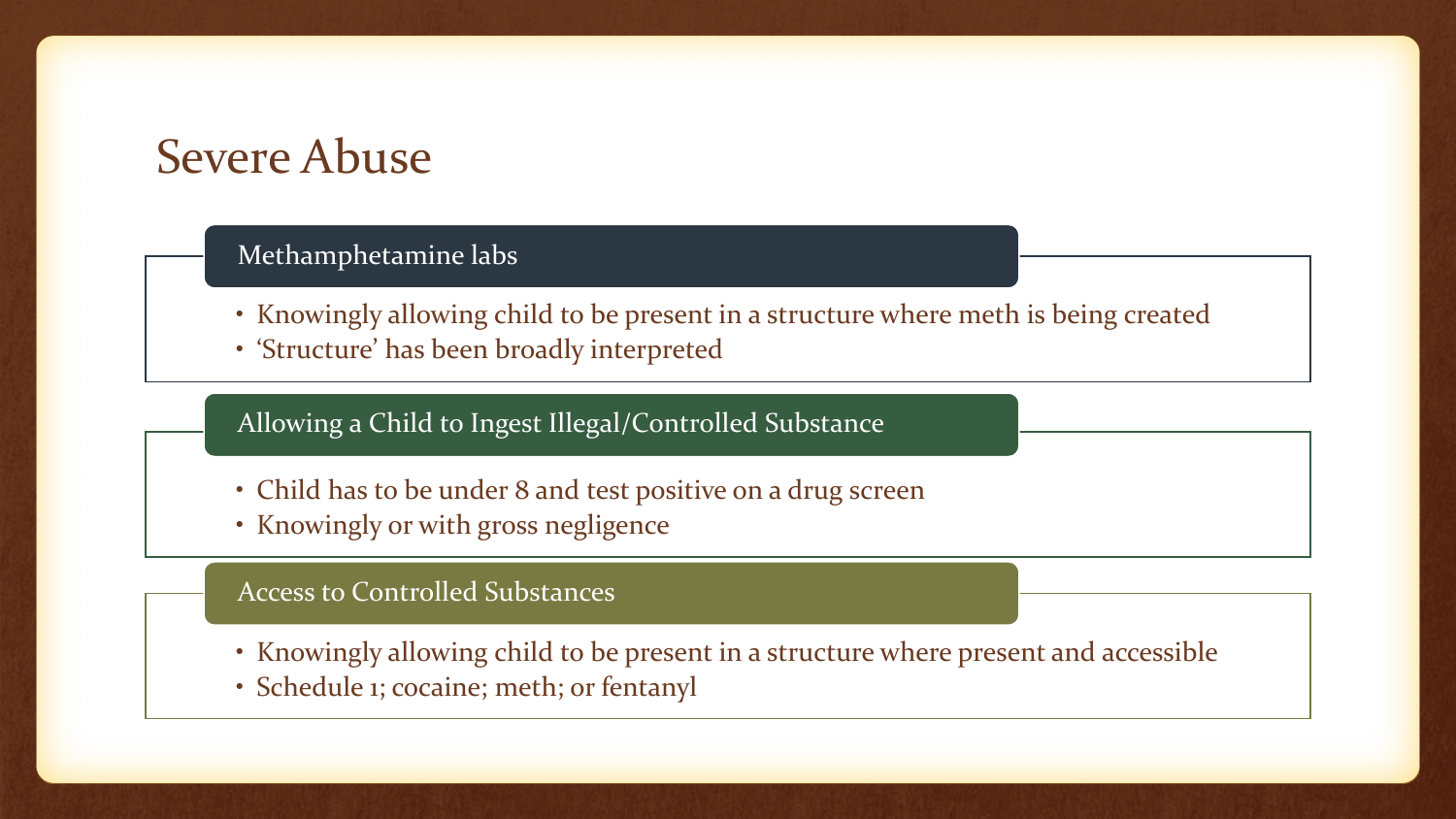# Severe Abuse

### Methamphetamine labs

- Knowingly allowing child to be present in a structure where meth is being created
- 'Structure' has been broadly interpreted

### Allowing a Child to Ingest Illegal/Controlled Substance

- Child has to be under 8 and test positive on a drug screen
- Knowingly or with gross negligence

### Access to Controlled Substances

- Knowingly allowing child to be present in a structure where present and accessible
- Schedule 1; cocaine; meth; or fentanyl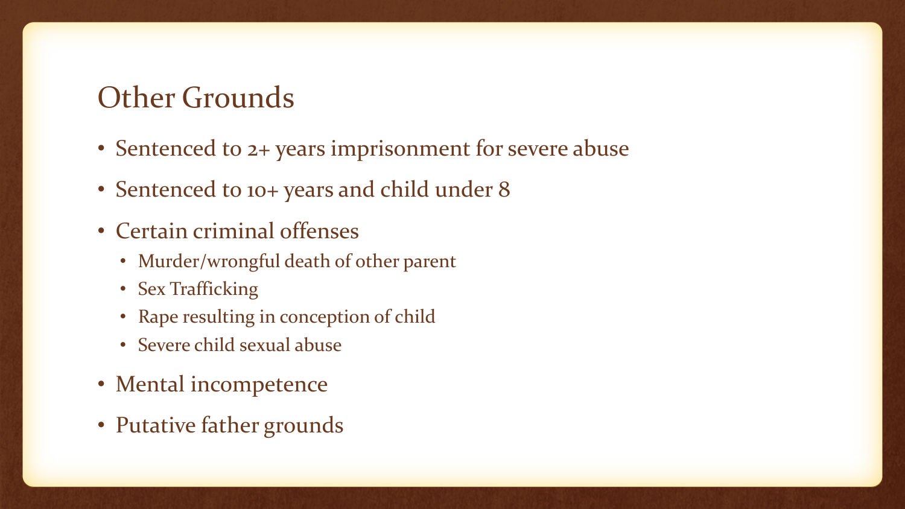# Other Grounds

- Sentenced to 2+ years imprisonment for severe abuse
- Sentenced to 10+ years and child under 8
- Certain criminal offenses
  - Murder/wrongful death of other parent
  - Sex Trafficking
  - Rape resulting in conception of child
  - Severe child sexual abuse
- Mental incompetence
- Putative father grounds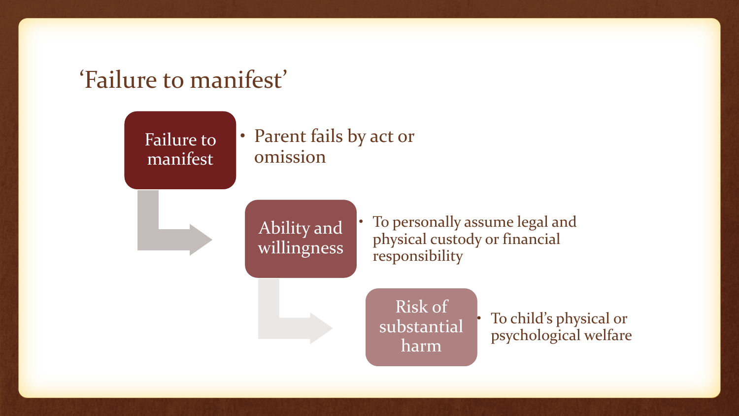# ‘Failure to manifest’

**Failure to manifest**

- Parent fails by act or omission

**Ability and willingness**

- To personally assume legal and physical custody or financial responsibility

**Risk of substantial harm**

- To child’s physical or psychological welfare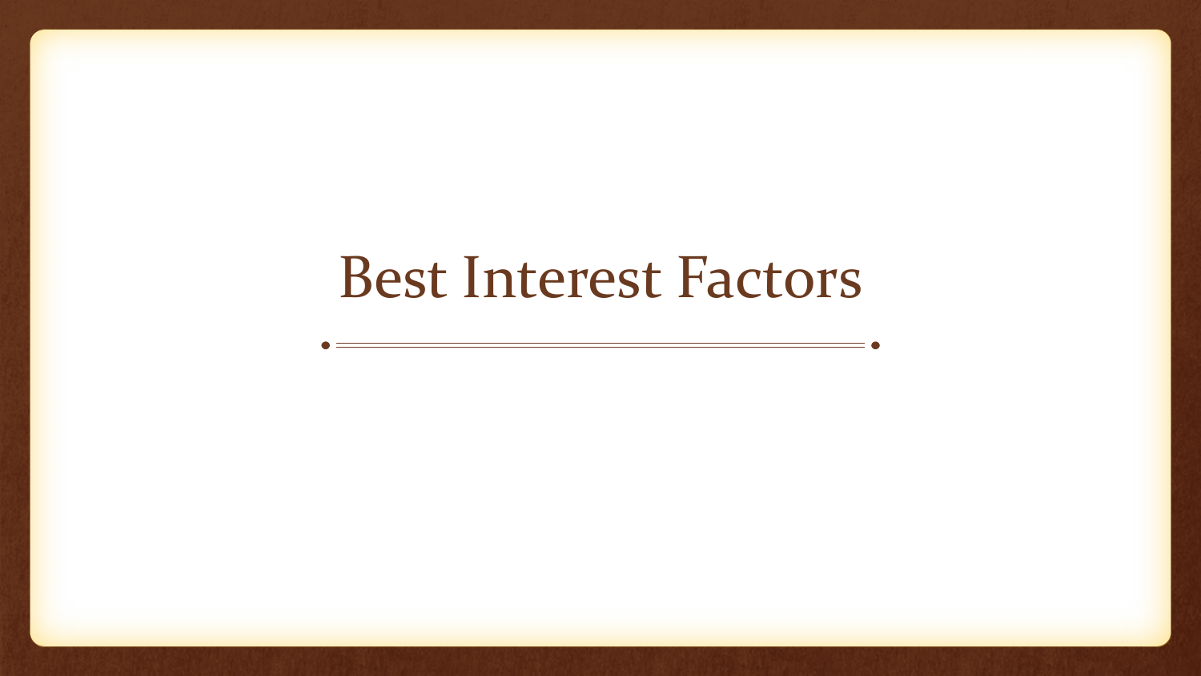# Best Interest Factors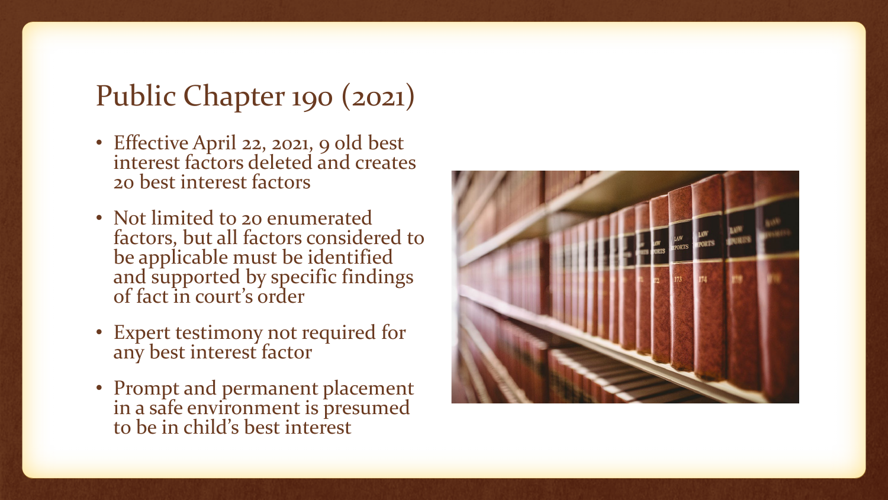# Public Chapter 190 (2021)

- Effective April 22, 2021, 9 old best interest factors deleted and creates 20 best interest factors
- Not limited to 20 enumerated factors, but all factors considered to be applicable must be identified and supported by specific findings of fact in court's order
- Expert testimony not required for any best interest factor
- Prompt and permanent placement in a safe environment is presumed to be in child's best interest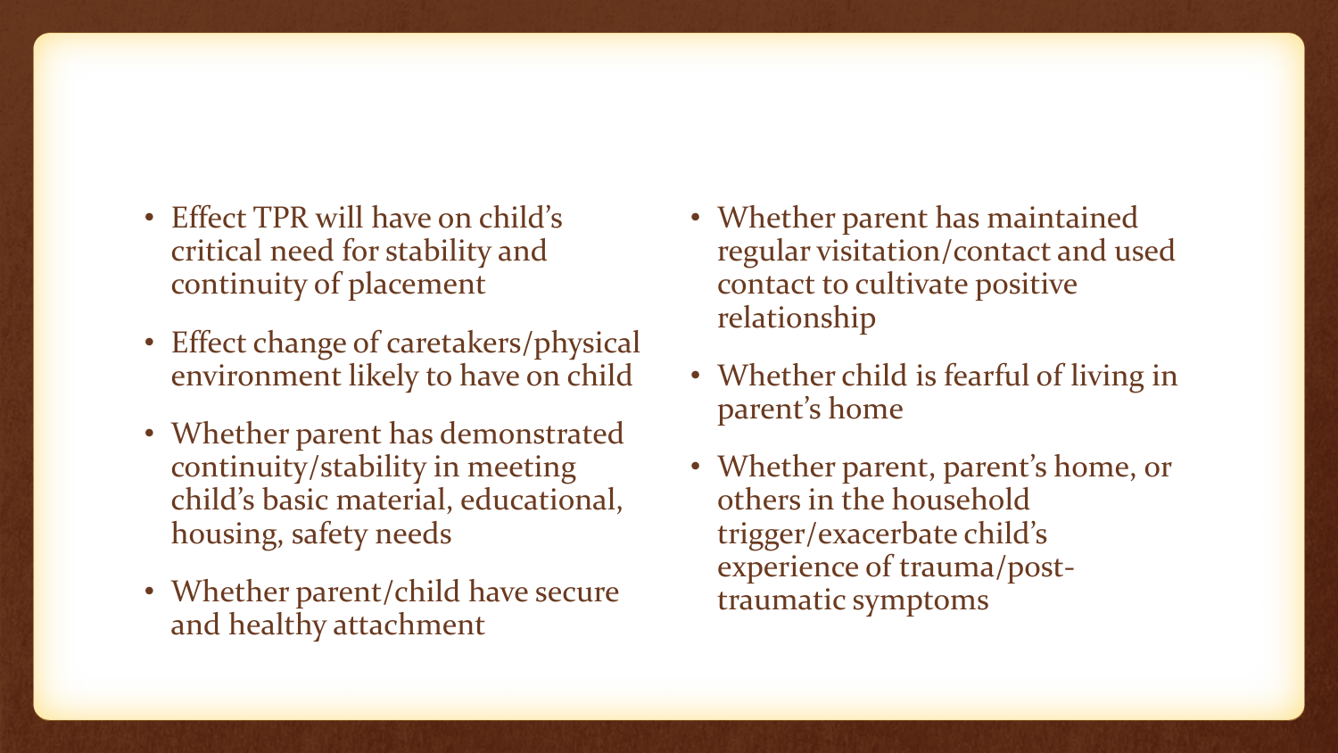- Effect TPR will have on child's critical need for stability and continuity of placement
- Effect change of caretakers/physical environment likely to have on child
- Whether parent has demonstrated continuity/stability in meeting child's basic material, educational, housing, safety needs
- Whether parent/child have secure and healthy attachment
- Whether parent has maintained regular visitation/contact and used contact to cultivate positive relationship
- Whether child is fearful of living in parent's home
- Whether parent, parent's home, or others in the household trigger/exacerbate child's experience of trauma/post-traumatic symptoms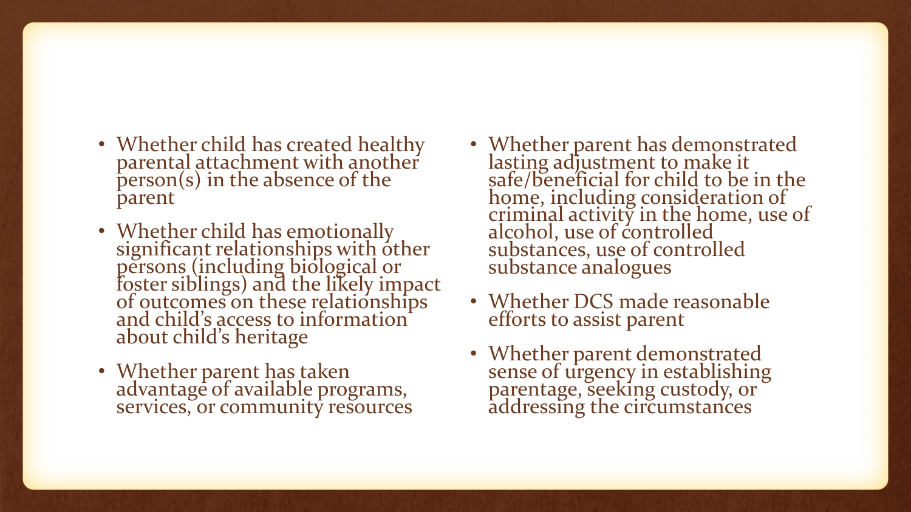- Whether child has created healthy parental attachment with another person(s) in the absence of the parent
- Whether child has emotionally significant relationships with other persons (including biological or foster siblings) and the likely impact of outcomes on these relationships and child's access to information about child's heritage
- Whether parent has taken advantage of available programs, services, or community resources
- Whether parent has demonstrated lasting adjustment to make it safe/beneficial for child to be in the home, including consideration of criminal activity in the home, use of alcohol, use of controlled substances, use of controlled substance analogues
- Whether DCS made reasonable efforts to assist parent
- Whether parent demonstrated sense of urgency in establishing parentage, seeking custody, or addressing the circumstances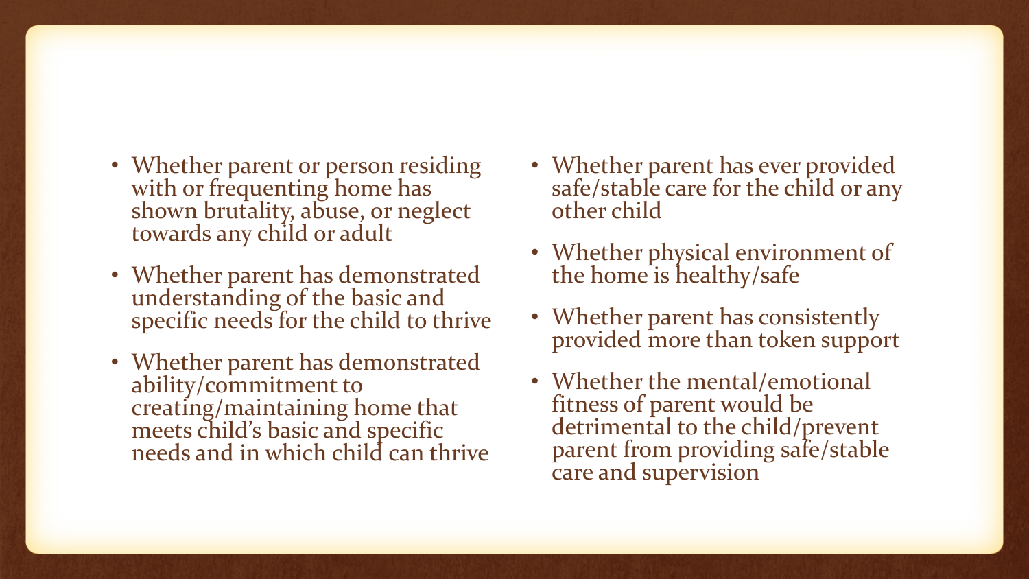- Whether parent or person residing with or frequenting home has shown brutality, abuse, or neglect towards any child or adult
- Whether parent has demonstrated understanding of the basic and specific needs for the child to thrive
- Whether parent has demonstrated ability/commitment to creating/maintaining home that meets child's basic and specific needs and in which child can thrive
- Whether parent has ever provided safe/stable care for the child or any other child
- Whether physical environment of the home is healthy/safe
- Whether parent has consistently provided more than token support
- Whether the mental/emotional fitness of parent would be detrimental to the child/prevent parent from providing safe/stable care and supervision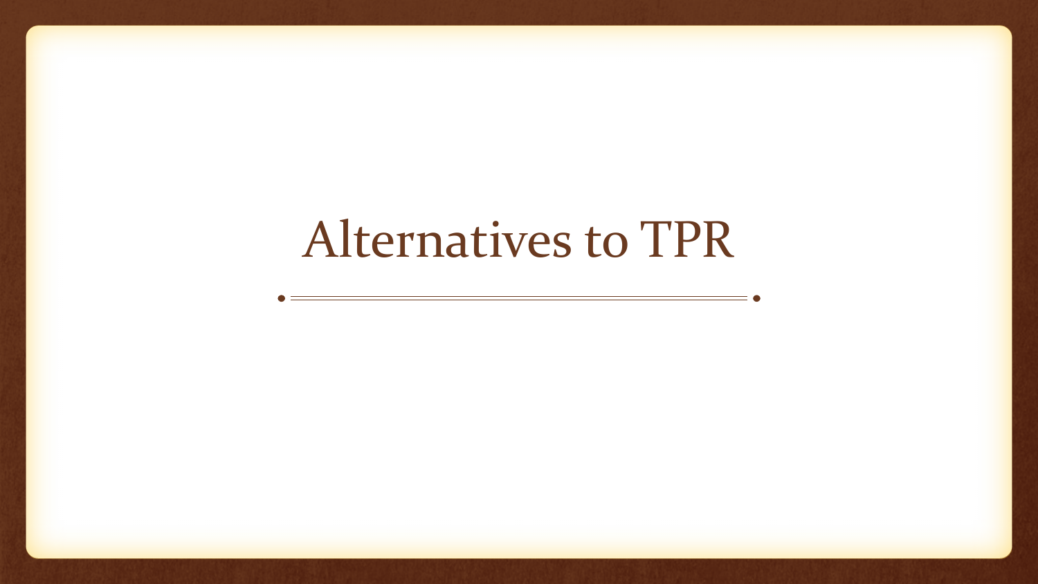# Alternatives to TPR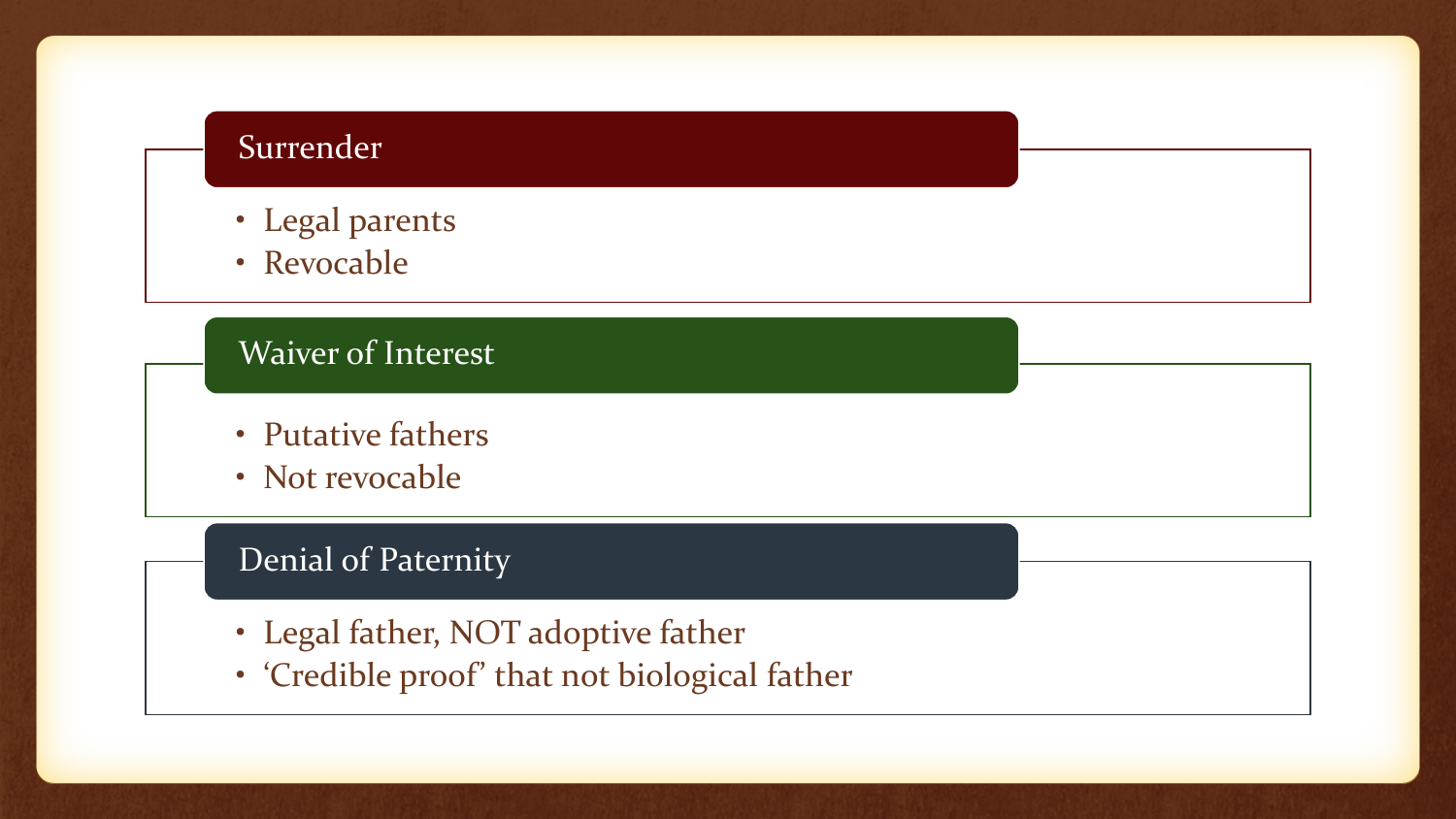## Surrender

- Legal parents
- Revocable

## Waiver of Interest

- Putative fathers
- Not revocable

## Denial of Paternity

- Legal father, NOT adoptive father
- 'Credible proof' that not biological father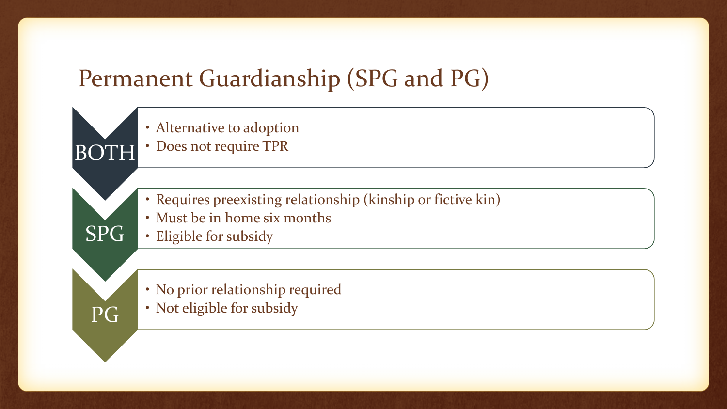# Permanent Guardianship (SPG and PG)

### BOTH

- Alternative to adoption
- Does not require TPR

### SPG

- Requires preexisting relationship (kinship or fictive kin)
- Must be in home six months
- Eligible for subsidy

### PG

- No prior relationship required
- Not eligible for subsidy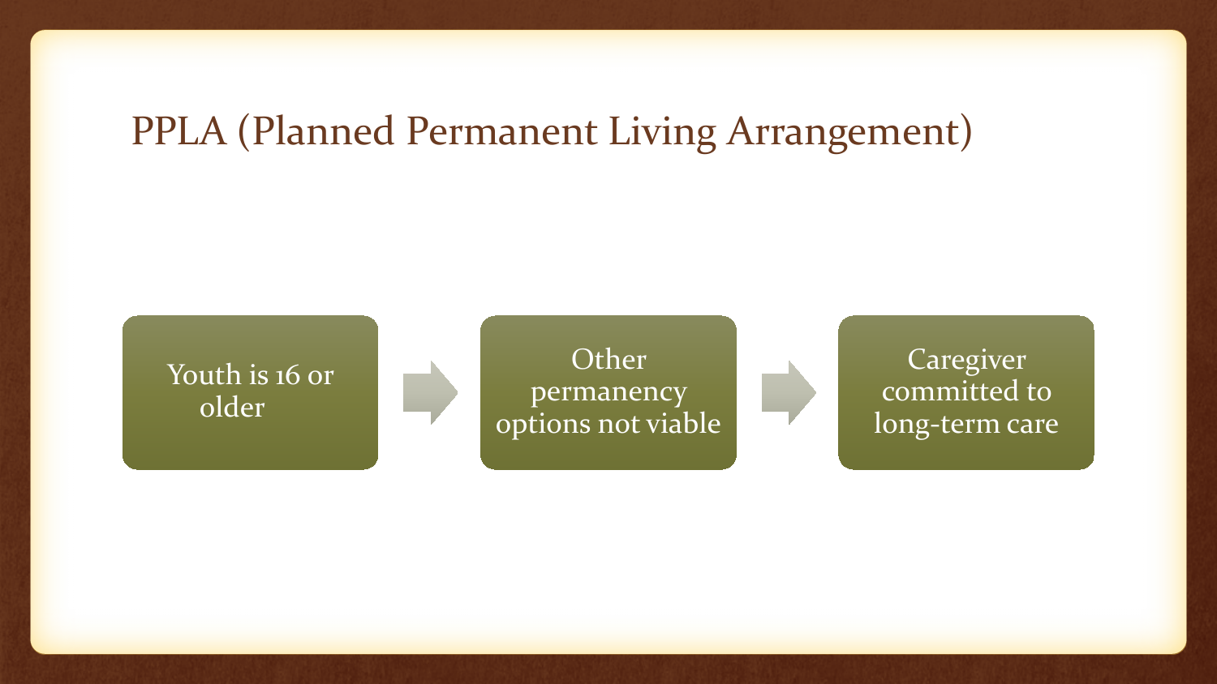# PPLA (Planned Permanent Living Arrangement)

- Youth is 16 or older
- Other permanency options not viable
- Caregiver committed to long-term care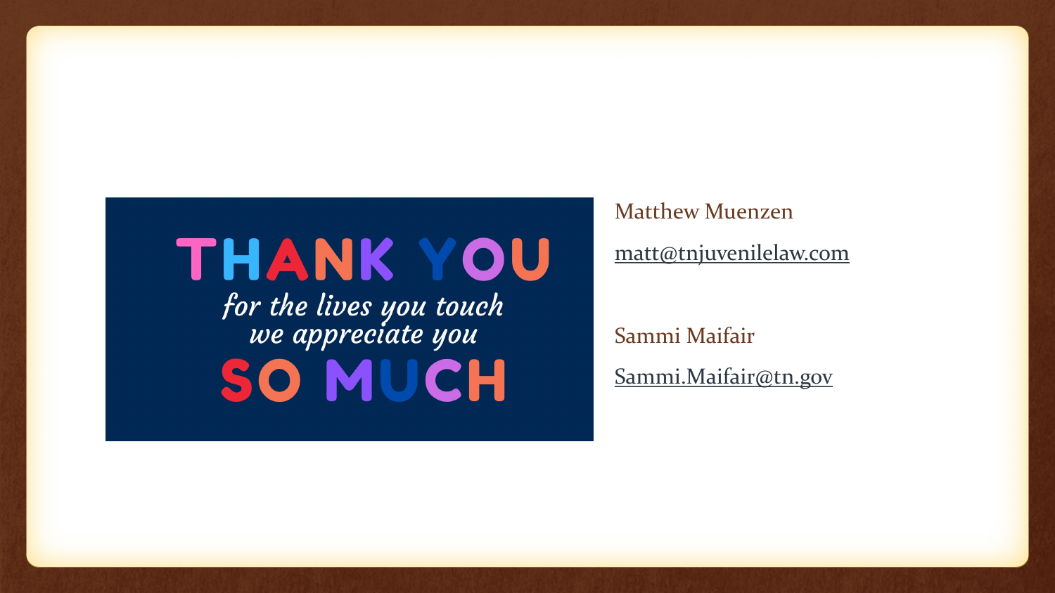THANK YOU

*for the lives you touch*
*we appreciate you*

SO MUCH

Matthew Muenzen

matt@tnjuvenilelaw.com

Sammi Maifair

Sammi.Maifair@tn.gov